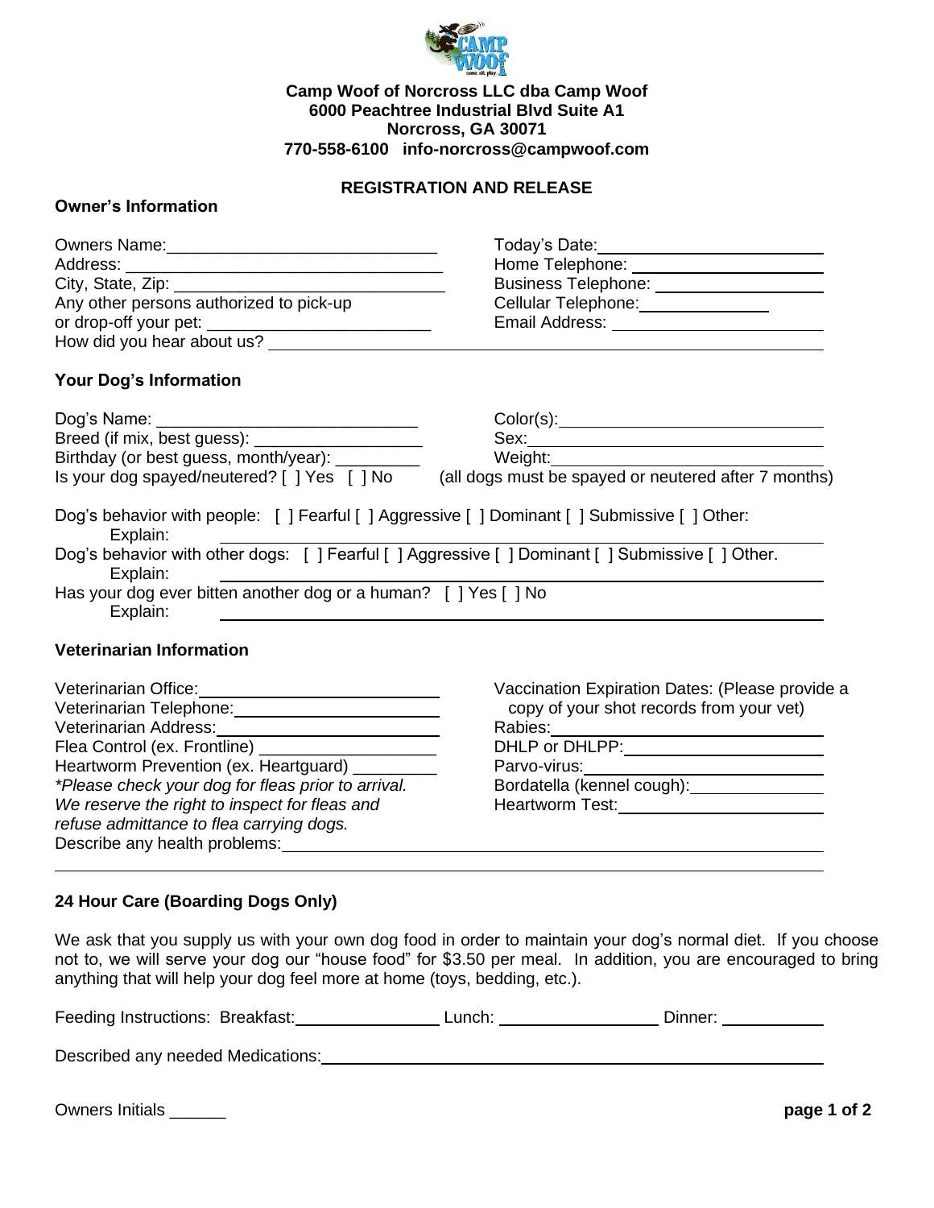**Camp Woof of Norcross LLC dba Camp Woof**
**6000 Peachtree Industrial Blvd Suite A1**
**Norcross, GA 30071**
**770-558-6100 info-norcross@campwoof.com**

## REGISTRATION AND RELEASE

### Owner's Information

Owners Name:______________________________

Address: __________________________________

City, State, Zip: ____________________________

Any other persons authorized to pick-up or drop-off your pet: ________________________

How did you hear about us? ______________________________

Today's Date:________________________

Home Telephone: ____________________

Business Telephone: __________________

Cellular Telephone:______________

Email Address: ______________________

### Your Dog's Information

Dog's Name: ____________________________

Breed (if mix, best guess): __________________

Birthday (or best guess, month/year): _________

Is your dog spayed/neutered? [ ] Yes [ ] No (all dogs must be spayed or neutered after 7 months)

Color(s):____________________________

Sex:________________________________

Weight:_____________________________

Dog's behavior with people: [ ] Fearful [ ] Aggressive [ ] Dominant [ ] Submissive [ ] Other:
Explain: ______________________________

Dog's behavior with other dogs: [ ] Fearful [ ] Aggressive [ ] Dominant [ ] Submissive [ ] Other.
Explain: ______________________________

Has your dog ever bitten another dog or a human? [ ] Yes [ ] No
Explain: ______________________________

### Veterinarian Information

Veterinarian Office:__________________________

Veterinarian Telephone:_______________________

Veterinarian Address:_________________________

Flea Control (ex. Frontline) ____________________

Heartworm Prevention (ex. Heartguard) _________

*\*Please check your dog for fleas prior to arrival. We reserve the right to inspect for fleas and refuse admittance to flea carrying dogs.*

Vaccination Expiration Dates: (Please provide a copy of your shot records from your vet)

Rabies:_____________________________

DHLP or DHLPP:______________________

Parvo-virus:__________________________

Bordatella (kennel cough):______________

Heartworm Test:______________________

Describe any health problems:______________________________

______________________________

### 24 Hour Care (Boarding Dogs Only)

We ask that you supply us with your own dog food in order to maintain your dog's normal diet. If you choose not to, we will serve your dog our "house food" for $3.50 per meal. In addition, you are encouraged to bring anything that will help your dog feel more at home (toys, bedding, etc.).

Feeding Instructions: Breakfast:_______________ Lunch: ________________ Dinner: __________

Described any needed Medications:______________________________

Owners Initials ______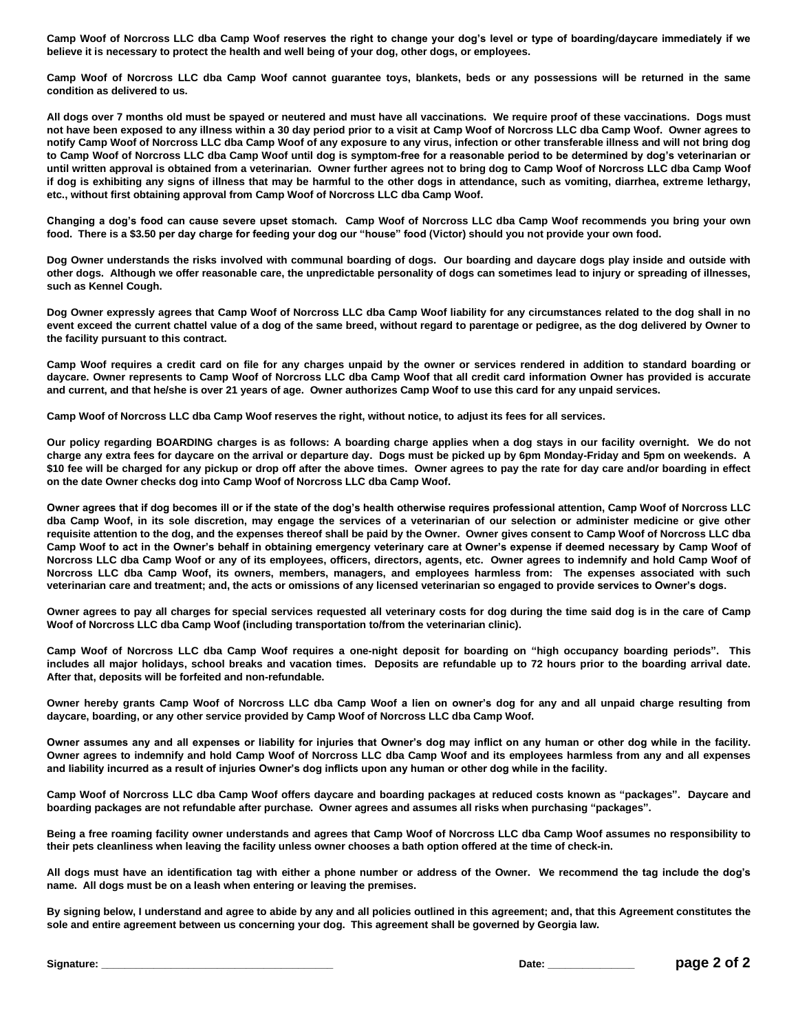**Camp Woof of Norcross LLC dba Camp Woof reserves the right to change your dog's level or type of boarding/daycare immediately if we believe it is necessary to protect the health and well being of your dog, other dogs, or employees.**

**Camp Woof of Norcross LLC dba Camp Woof cannot guarantee toys, blankets, beds or any possessions will be returned in the same condition as delivered to us.**

**All dogs over 7 months old must be spayed or neutered and must have all vaccinations. We require proof of these vaccinations. Dogs must not have been exposed to any illness within a 30 day period prior to a visit at Camp Woof of Norcross LLC dba Camp Woof. Owner agrees to notify Camp Woof of Norcross LLC dba Camp Woof of any exposure to any virus, infection or other transferable illness and will not bring dog to Camp Woof of Norcross LLC dba Camp Woof until dog is symptom-free for a reasonable period to be determined by dog's veterinarian or until written approval is obtained from a veterinarian. Owner further agrees not to bring dog to Camp Woof of Norcross LLC dba Camp Woof if dog is exhibiting any signs of illness that may be harmful to the other dogs in attendance, such as vomiting, diarrhea, extreme lethargy, etc., without first obtaining approval from Camp Woof of Norcross LLC dba Camp Woof.**

**Changing a dog's food can cause severe upset stomach. Camp Woof of Norcross LLC dba Camp Woof recommends you bring your own food. There is a $3.50 per day charge for feeding your dog our "house" food (Victor) should you not provide your own food.**

**Dog Owner understands the risks involved with communal boarding of dogs. Our boarding and daycare dogs play inside and outside with other dogs. Although we offer reasonable care, the unpredictable personality of dogs can sometimes lead to injury or spreading of illnesses, such as Kennel Cough.**

**Dog Owner expressly agrees that Camp Woof of Norcross LLC dba Camp Woof liability for any circumstances related to the dog shall in no event exceed the current chattel value of a dog of the same breed, without regard to parentage or pedigree, as the dog delivered by Owner to the facility pursuant to this contract.**

**Camp Woof requires a credit card on file for any charges unpaid by the owner or services rendered in addition to standard boarding or daycare. Owner represents to Camp Woof of Norcross LLC dba Camp Woof that all credit card information Owner has provided is accurate and current, and that he/she is over 21 years of age. Owner authorizes Camp Woof to use this card for any unpaid services.**

**Camp Woof of Norcross LLC dba Camp Woof reserves the right, without notice, to adjust its fees for all services.**

**Our policy regarding BOARDING charges is as follows: A boarding charge applies when a dog stays in our facility overnight. We do not charge any extra fees for daycare on the arrival or departure day. Dogs must be picked up by 6pm Monday-Friday and 5pm on weekends. A $10 fee will be charged for any pickup or drop off after the above times. Owner agrees to pay the rate for day care and/or boarding in effect on the date Owner checks dog into Camp Woof of Norcross LLC dba Camp Woof.**

**Owner agrees that if dog becomes ill or if the state of the dog's health otherwise requires professional attention, Camp Woof of Norcross LLC dba Camp Woof, in its sole discretion, may engage the services of a veterinarian of our selection or administer medicine or give other requisite attention to the dog, and the expenses thereof shall be paid by the Owner. Owner gives consent to Camp Woof of Norcross LLC dba Camp Woof to act in the Owner's behalf in obtaining emergency veterinary care at Owner's expense if deemed necessary by Camp Woof of Norcross LLC dba Camp Woof or any of its employees, officers, directors, agents, etc. Owner agrees to indemnify and hold Camp Woof of Norcross LLC dba Camp Woof, its owners, members, managers, and employees harmless from: The expenses associated with such veterinarian care and treatment; and, the acts or omissions of any licensed veterinarian so engaged to provide services to Owner's dogs.**

**Owner agrees to pay all charges for special services requested all veterinary costs for dog during the time said dog is in the care of Camp Woof of Norcross LLC dba Camp Woof (including transportation to/from the veterinarian clinic).**

**Camp Woof of Norcross LLC dba Camp Woof requires a one-night deposit for boarding on "high occupancy boarding periods". This includes all major holidays, school breaks and vacation times. Deposits are refundable up to 72 hours prior to the boarding arrival date. After that, deposits will be forfeited and non-refundable.**

**Owner hereby grants Camp Woof of Norcross LLC dba Camp Woof a lien on owner's dog for any and all unpaid charge resulting from daycare, boarding, or any other service provided by Camp Woof of Norcross LLC dba Camp Woof.**

**Owner assumes any and all expenses or liability for injuries that Owner's dog may inflict on any human or other dog while in the facility. Owner agrees to indemnify and hold Camp Woof of Norcross LLC dba Camp Woof and its employees harmless from any and all expenses and liability incurred as a result of injuries Owner's dog inflicts upon any human or other dog while in the facility.**

**Camp Woof of Norcross LLC dba Camp Woof offers daycare and boarding packages at reduced costs known as "packages". Daycare and boarding packages are not refundable after purchase. Owner agrees and assumes all risks when purchasing "packages".**

**Being a free roaming facility owner understands and agrees that Camp Woof of Norcross LLC dba Camp Woof assumes no responsibility to their pets cleanliness when leaving the facility unless owner chooses a bath option offered at the time of check-in.**

**All dogs must have an identification tag with either a phone number or address of the Owner. We recommend the tag include the dog's name. All dogs must be on a leash when entering or leaving the premises.**

**By signing below, I understand and agree to abide by any and all policies outlined in this agreement; and, that this Agreement constitutes the sole and entire agreement between us concerning your dog. This agreement shall be governed by Georgia law.**

**Signature: _______________________________________** **Date: ______________**